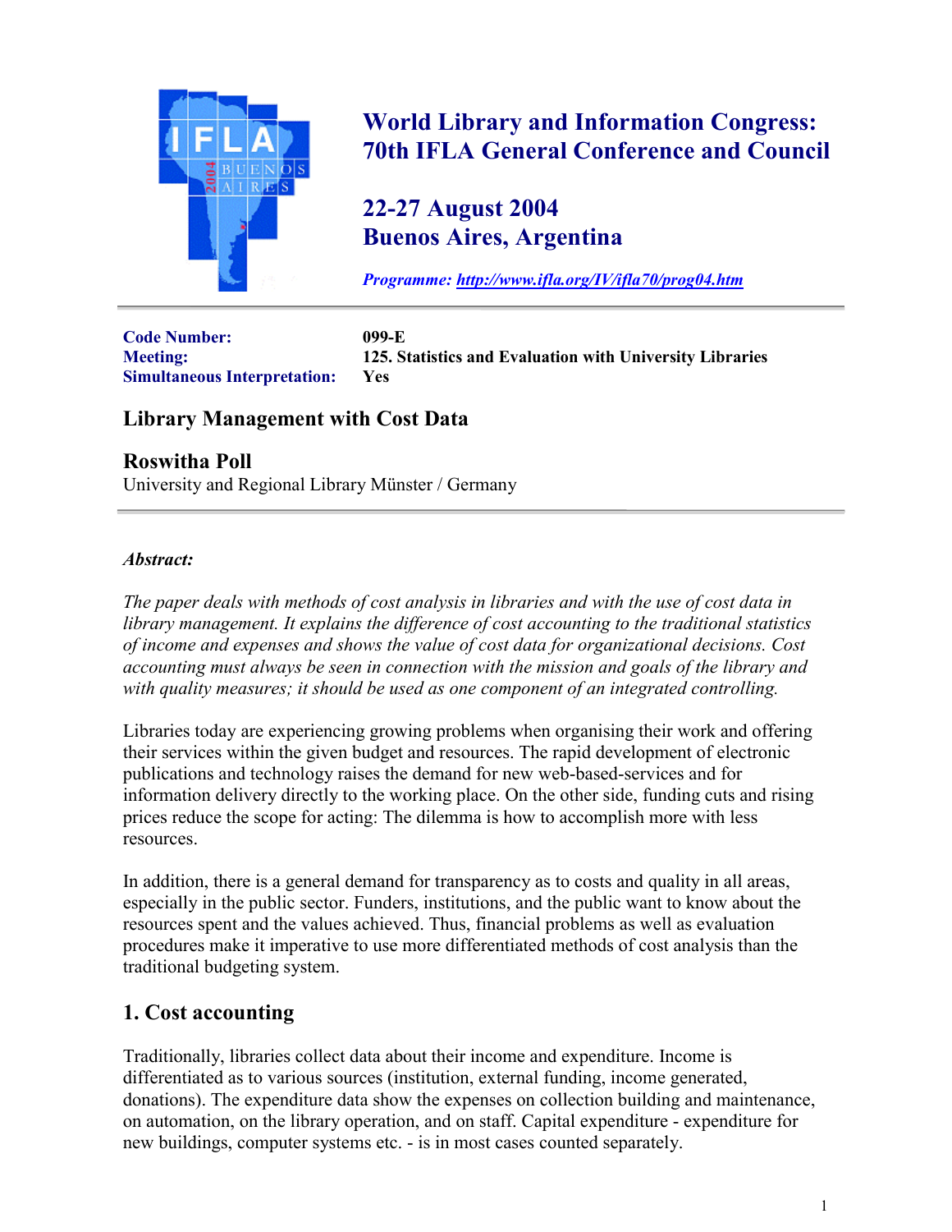# World Library and Information Congress: 70th IFLA General Conference and Council

## 22-27 August 2004
## Buenos Aires, Argentina

*Programme: http://www.ifla.org/IV/ifla70/prog04.htm*

| | |
|---|---|
| **Code Number:** | **099-E** |
| **Meeting:** | **125. Statistics and Evaluation with University Libraries** |
| **Simultaneous Interpretation:** | **Yes** |

## Library Management with Cost Data

### Roswitha Poll

University and Regional Library Münster / Germany

***Abstract:***

*The paper deals with methods of cost analysis in libraries and with the use of cost data in library management. It explains the difference of cost accounting to the traditional statistics of income and expenses and shows the value of cost data for organizational decisions. Cost accounting must always be seen in connection with the mission and goals of the library and with quality measures; it should be used as one component of an integrated controlling.*

Libraries today are experiencing growing problems when organising their work and offering their services within the given budget and resources. The rapid development of electronic publications and technology raises the demand for new web-based-services and for information delivery directly to the working place. On the other side, funding cuts and rising prices reduce the scope for acting: The dilemma is how to accomplish more with less resources.

In addition, there is a general demand for transparency as to costs and quality in all areas, especially in the public sector. Funders, institutions, and the public want to know about the resources spent and the values achieved. Thus, financial problems as well as evaluation procedures make it imperative to use more differentiated methods of cost analysis than the traditional budgeting system.

## 1. Cost accounting

Traditionally, libraries collect data about their income and expenditure. Income is differentiated as to various sources (institution, external funding, income generated, donations). The expenditure data show the expenses on collection building and maintenance, on automation, on the library operation, and on staff. Capital expenditure - expenditure for new buildings, computer systems etc. - is in most cases counted separately.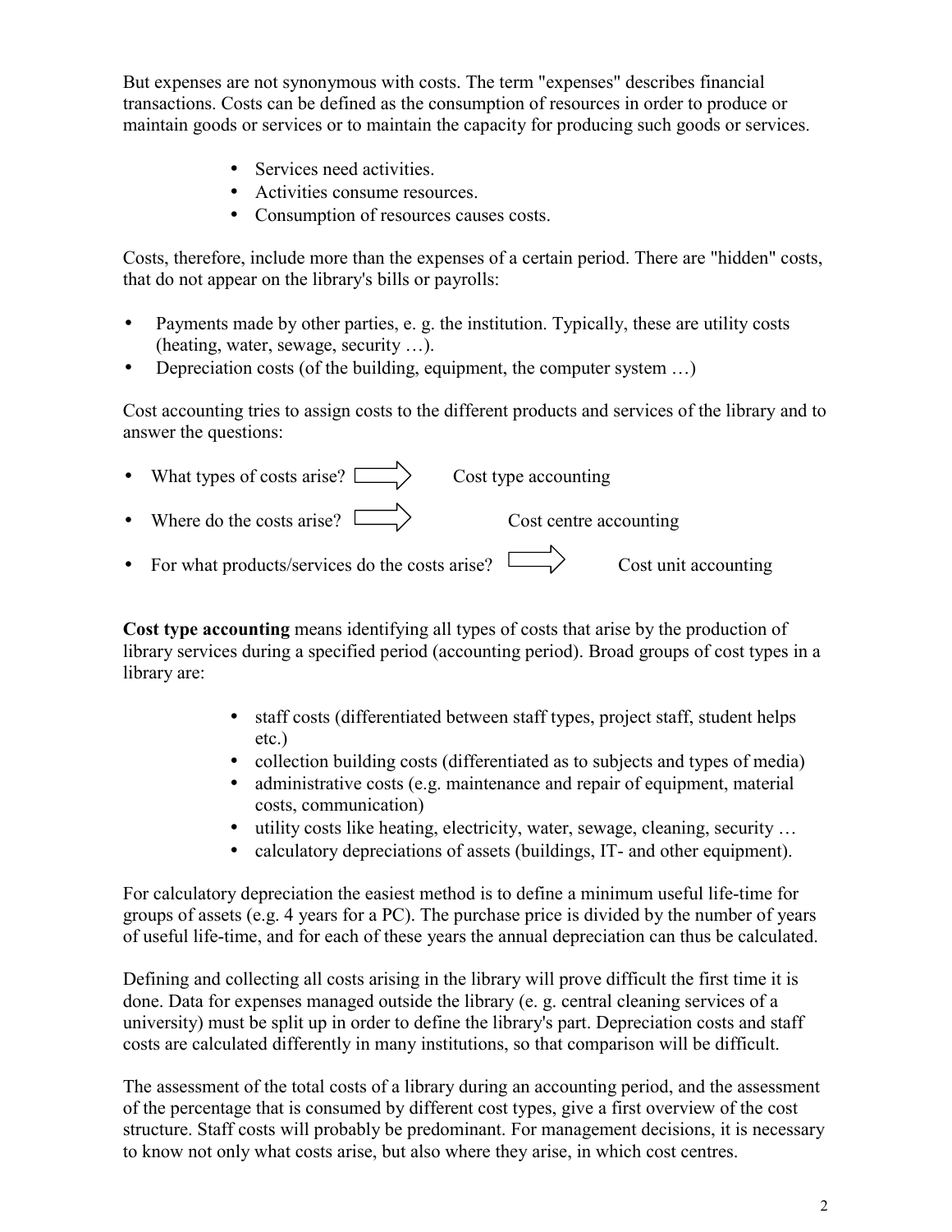But expenses are not synonymous with costs. The term "expenses" describes financial transactions. Costs can be defined as the consumption of resources in order to produce or maintain goods or services or to maintain the capacity for producing such goods or services.

- Services need activities.
- Activities consume resources.
- Consumption of resources causes costs.

Costs, therefore, include more than the expenses of a certain period. There are "hidden" costs, that do not appear on the library's bills or payrolls:

- Payments made by other parties, e. g. the institution. Typically, these are utility costs (heating, water, sewage, security …).
- Depreciation costs (of the building, equipment, the computer system …)

Cost accounting tries to assign costs to the different products and services of the library and to answer the questions:

- What types of costs arise? ⟹ Cost type accounting
- Where do the costs arise? ⟹ Cost centre accounting
- For what products/services do the costs arise? ⟹ Cost unit accounting

**Cost type accounting** means identifying all types of costs that arise by the production of library services during a specified period (accounting period). Broad groups of cost types in a library are:

- staff costs (differentiated between staff types, project staff, student helps etc.)
- collection building costs (differentiated as to subjects and types of media)
- administrative costs (e.g. maintenance and repair of equipment, material costs, communication)
- utility costs like heating, electricity, water, sewage, cleaning, security …
- calculatory depreciations of assets (buildings, IT- and other equipment).

For calculatory depreciation the easiest method is to define a minimum useful life-time for groups of assets (e.g. 4 years for a PC). The purchase price is divided by the number of years of useful life-time, and for each of these years the annual depreciation can thus be calculated.

Defining and collecting all costs arising in the library will prove difficult the first time it is done. Data for expenses managed outside the library (e. g. central cleaning services of a university) must be split up in order to define the library's part. Depreciation costs and staff costs are calculated differently in many institutions, so that comparison will be difficult.

The assessment of the total costs of a library during an accounting period, and the assessment of the percentage that is consumed by different cost types, give a first overview of the cost structure. Staff costs will probably be predominant. For management decisions, it is necessary to know not only what costs arise, but also where they arise, in which cost centres.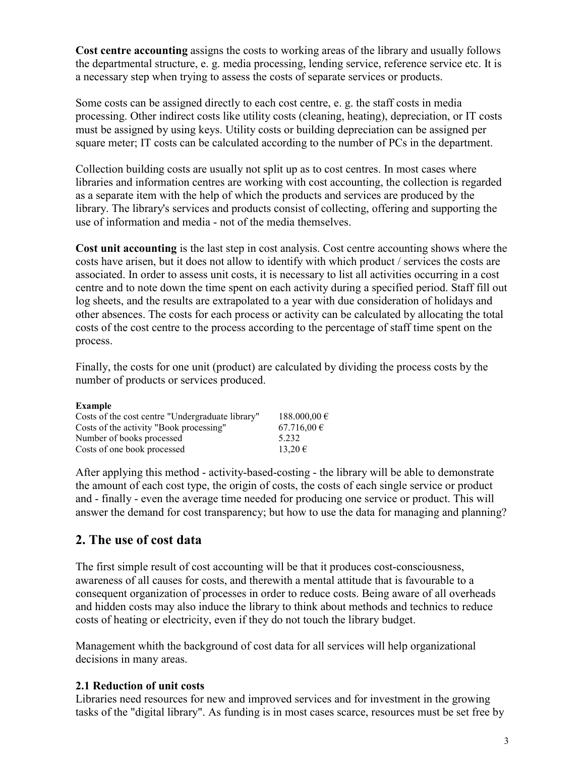**Cost centre accounting** assigns the costs to working areas of the library and usually follows the departmental structure, e. g. media processing, lending service, reference service etc. It is a necessary step when trying to assess the costs of separate services or products.

Some costs can be assigned directly to each cost centre, e. g. the staff costs in media processing. Other indirect costs like utility costs (cleaning, heating), depreciation, or IT costs must be assigned by using keys. Utility costs or building depreciation can be assigned per square meter; IT costs can be calculated according to the number of PCs in the department.

Collection building costs are usually not split up as to cost centres. In most cases where libraries and information centres are working with cost accounting, the collection is regarded as a separate item with the help of which the products and services are produced by the library. The library's services and products consist of collecting, offering and supporting the use of information and media - not of the media themselves.

**Cost unit accounting** is the last step in cost analysis. Cost centre accounting shows where the costs have arisen, but it does not allow to identify with which product / services the costs are associated. In order to assess unit costs, it is necessary to list all activities occurring in a cost centre and to note down the time spent on each activity during a specified period. Staff fill out log sheets, and the results are extrapolated to a year with due consideration of holidays and other absences. The costs for each process or activity can be calculated by allocating the total costs of the cost centre to the process according to the percentage of staff time spent on the process.

Finally, the costs for one unit (product) are calculated by dividing the process costs by the number of products or services produced.

**Example**

| | |
|---|---|
| Costs of the cost centre "Undergraduate library" | 188.000,00 € |
| Costs of the activity "Book processing" | 67.716,00 € |
| Number of books processed | 5.232 |
| Costs of one book processed | 13,20 € |

After applying this method - activity-based-costing - the library will be able to demonstrate the amount of each cost type, the origin of costs, the costs of each single service or product and - finally - even the average time needed for producing one service or product. This will answer the demand for cost transparency; but how to use the data for managing and planning?

## 2. The use of cost data

The first simple result of cost accounting will be that it produces cost-consciousness, awareness of all causes for costs, and therewith a mental attitude that is favourable to a consequent organization of processes in order to reduce costs. Being aware of all overheads and hidden costs may also induce the library to think about methods and technics to reduce costs of heating or electricity, even if they do not touch the library budget.

Management whith the background of cost data for all services will help organizational decisions in many areas.

### 2.1 Reduction of unit costs

Libraries need resources for new and improved services and for investment in the growing tasks of the "digital library". As funding is in most cases scarce, resources must be set free by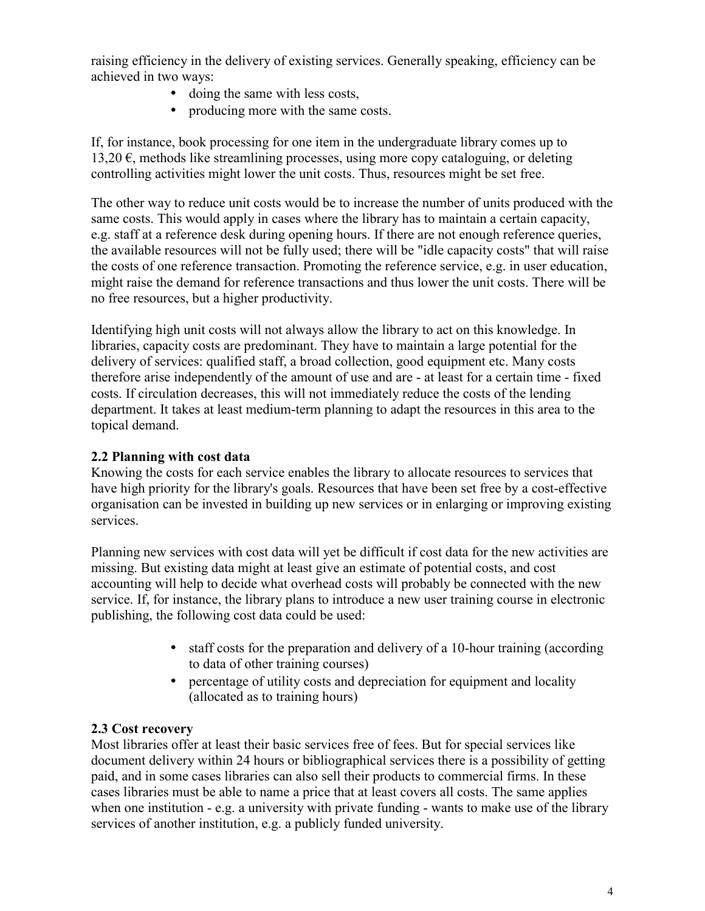raising efficiency in the delivery of existing services. Generally speaking, efficiency can be achieved in two ways:

- doing the same with less costs,
- producing more with the same costs.

If, for instance, book processing for one item in the undergraduate library comes up to 13,20 €, methods like streamlining processes, using more copy cataloguing, or deleting controlling activities might lower the unit costs. Thus, resources might be set free.

The other way to reduce unit costs would be to increase the number of units produced with the same costs. This would apply in cases where the library has to maintain a certain capacity, e.g. staff at a reference desk during opening hours. If there are not enough reference queries, the available resources will not be fully used; there will be "idle capacity costs" that will raise the costs of one reference transaction. Promoting the reference service, e.g. in user education, might raise the demand for reference transactions and thus lower the unit costs. There will be no free resources, but a higher productivity.

Identifying high unit costs will not always allow the library to act on this knowledge. In libraries, capacity costs are predominant. They have to maintain a large potential for the delivery of services: qualified staff, a broad collection, good equipment etc. Many costs therefore arise independently of the amount of use and are - at least for a certain time - fixed costs. If circulation decreases, this will not immediately reduce the costs of the lending department. It takes at least medium-term planning to adapt the resources in this area to the topical demand.

### 2.2 Planning with cost data

Knowing the costs for each service enables the library to allocate resources to services that have high priority for the library's goals. Resources that have been set free by a cost-effective organisation can be invested in building up new services or in enlarging or improving existing services.

Planning new services with cost data will yet be difficult if cost data for the new activities are missing. But existing data might at least give an estimate of potential costs, and cost accounting will help to decide what overhead costs will probably be connected with the new service. If, for instance, the library plans to introduce a new user training course in electronic publishing, the following cost data could be used:

- staff costs for the preparation and delivery of a 10-hour training (according to data of other training courses)
- percentage of utility costs and depreciation for equipment and locality (allocated as to training hours)

### 2.3 Cost recovery

Most libraries offer at least their basic services free of fees. But for special services like document delivery within 24 hours or bibliographical services there is a possibility of getting paid, and in some cases libraries can also sell their products to commercial firms. In these cases libraries must be able to name a price that at least covers all costs. The same applies when one institution - e.g. a university with private funding - wants to make use of the library services of another institution, e.g. a publicly funded university.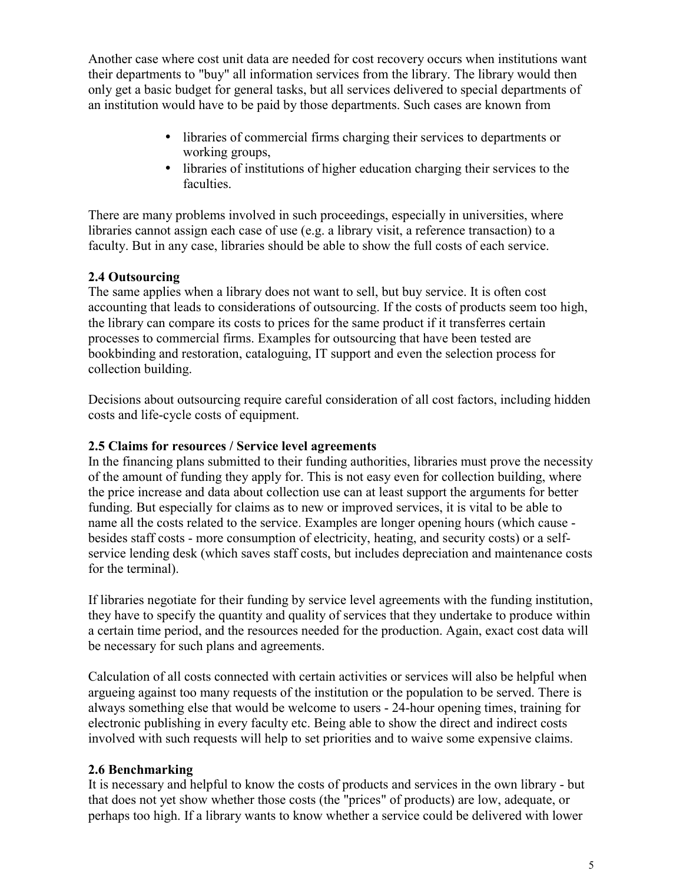Another case where cost unit data are needed for cost recovery occurs when institutions want their departments to "buy" all information services from the library. The library would then only get a basic budget for general tasks, but all services delivered to special departments of an institution would have to be paid by those departments. Such cases are known from

- libraries of commercial firms charging their services to departments or working groups,
- libraries of institutions of higher education charging their services to the faculties.

There are many problems involved in such proceedings, especially in universities, where libraries cannot assign each case of use (e.g. a library visit, a reference transaction) to a faculty. But in any case, libraries should be able to show the full costs of each service.

### 2.4 Outsourcing

The same applies when a library does not want to sell, but buy service. It is often cost accounting that leads to considerations of outsourcing. If the costs of products seem too high, the library can compare its costs to prices for the same product if it transferres certain processes to commercial firms. Examples for outsourcing that have been tested are bookbinding and restoration, cataloguing, IT support and even the selection process for collection building.

Decisions about outsourcing require careful consideration of all cost factors, including hidden costs and life-cycle costs of equipment.

### 2.5 Claims for resources / Service level agreements

In the financing plans submitted to their funding authorities, libraries must prove the necessity of the amount of funding they apply for. This is not easy even for collection building, where the price increase and data about collection use can at least support the arguments for better funding. But especially for claims as to new or improved services, it is vital to be able to name all the costs related to the service. Examples are longer opening hours (which cause - besides staff costs - more consumption of electricity, heating, and security costs) or a self-service lending desk (which saves staff costs, but includes depreciation and maintenance costs for the terminal).

If libraries negotiate for their funding by service level agreements with the funding institution, they have to specify the quantity and quality of services that they undertake to produce within a certain time period, and the resources needed for the production. Again, exact cost data will be necessary for such plans and agreements.

Calculation of all costs connected with certain activities or services will also be helpful when argueing against too many requests of the institution or the population to be served. There is always something else that would be welcome to users - 24-hour opening times, training for electronic publishing in every faculty etc. Being able to show the direct and indirect costs involved with such requests will help to set priorities and to waive some expensive claims.

### 2.6 Benchmarking

It is necessary and helpful to know the costs of products and services in the own library - but that does not yet show whether those costs (the "prices" of products) are low, adequate, or perhaps too high. If a library wants to know whether a service could be delivered with lower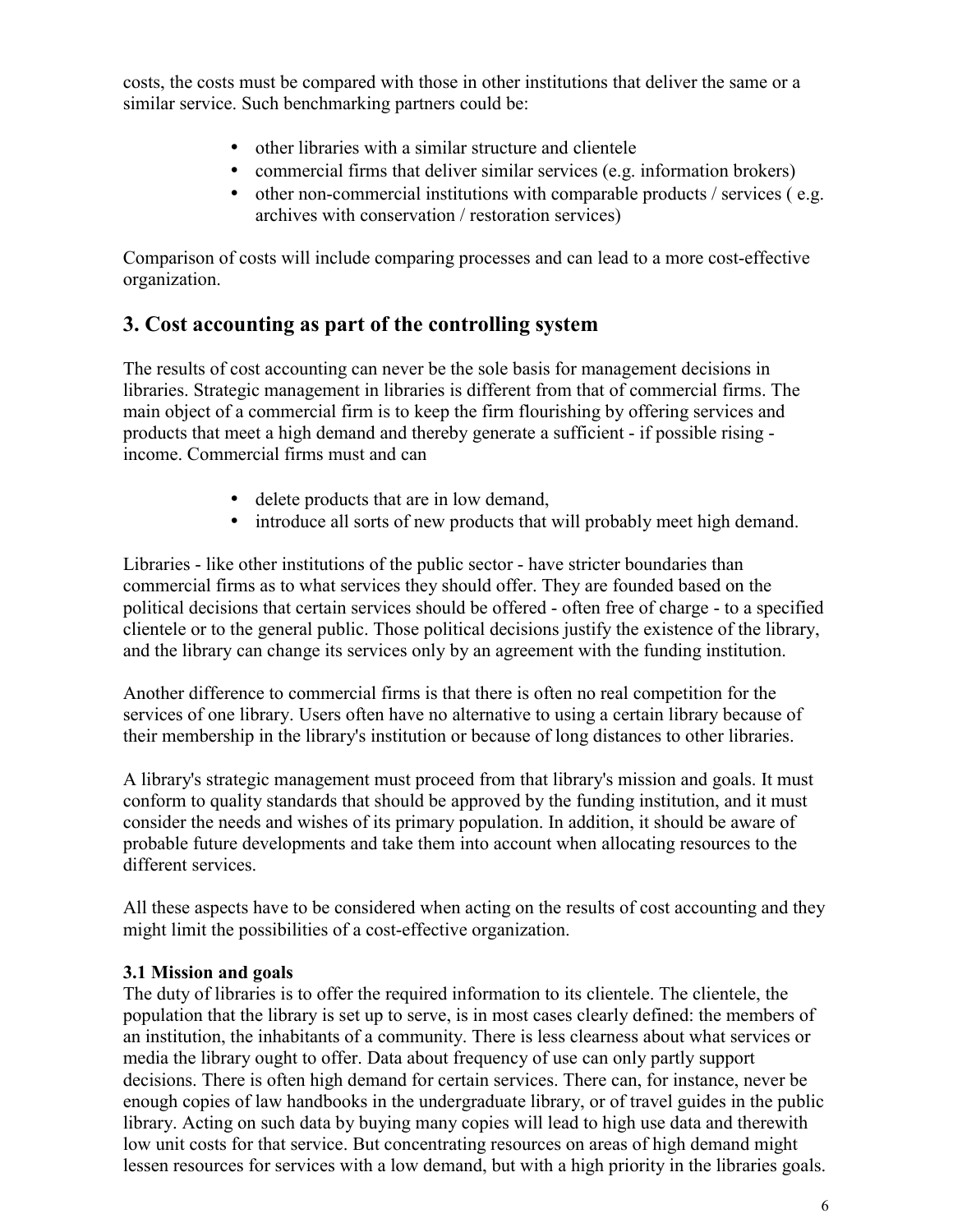costs, the costs must be compared with those in other institutions that deliver the same or a similar service. Such benchmarking partners could be:

- other libraries with a similar structure and clientele
- commercial firms that deliver similar services (e.g. information brokers)
- other non-commercial institutions with comparable products / services ( e.g. archives with conservation / restoration services)

Comparison of costs will include comparing processes and can lead to a more cost-effective organization.

## 3. Cost accounting as part of the controlling system

The results of cost accounting can never be the sole basis for management decisions in libraries. Strategic management in libraries is different from that of commercial firms. The main object of a commercial firm is to keep the firm flourishing by offering services and products that meet a high demand and thereby generate a sufficient - if possible rising - income. Commercial firms must and can

- delete products that are in low demand,
- introduce all sorts of new products that will probably meet high demand.

Libraries - like other institutions of the public sector - have stricter boundaries than commercial firms as to what services they should offer. They are founded based on the political decisions that certain services should be offered - often free of charge - to a specified clientele or to the general public. Those political decisions justify the existence of the library, and the library can change its services only by an agreement with the funding institution.

Another difference to commercial firms is that there is often no real competition for the services of one library. Users often have no alternative to using a certain library because of their membership in the library's institution or because of long distances to other libraries.

A library's strategic management must proceed from that library's mission and goals. It must conform to quality standards that should be approved by the funding institution, and it must consider the needs and wishes of its primary population. In addition, it should be aware of probable future developments and take them into account when allocating resources to the different services.

All these aspects have to be considered when acting on the results of cost accounting and they might limit the possibilities of a cost-effective organization.

### 3.1 Mission and goals

The duty of libraries is to offer the required information to its clientele. The clientele, the population that the library is set up to serve, is in most cases clearly defined: the members of an institution, the inhabitants of a community. There is less clearness about what services or media the library ought to offer. Data about frequency of use can only partly support decisions. There is often high demand for certain services. There can, for instance, never be enough copies of law handbooks in the undergraduate library, or of travel guides in the public library. Acting on such data by buying many copies will lead to high use data and therewith low unit costs for that service. But concentrating resources on areas of high demand might lessen resources for services with a low demand, but with a high priority in the libraries goals.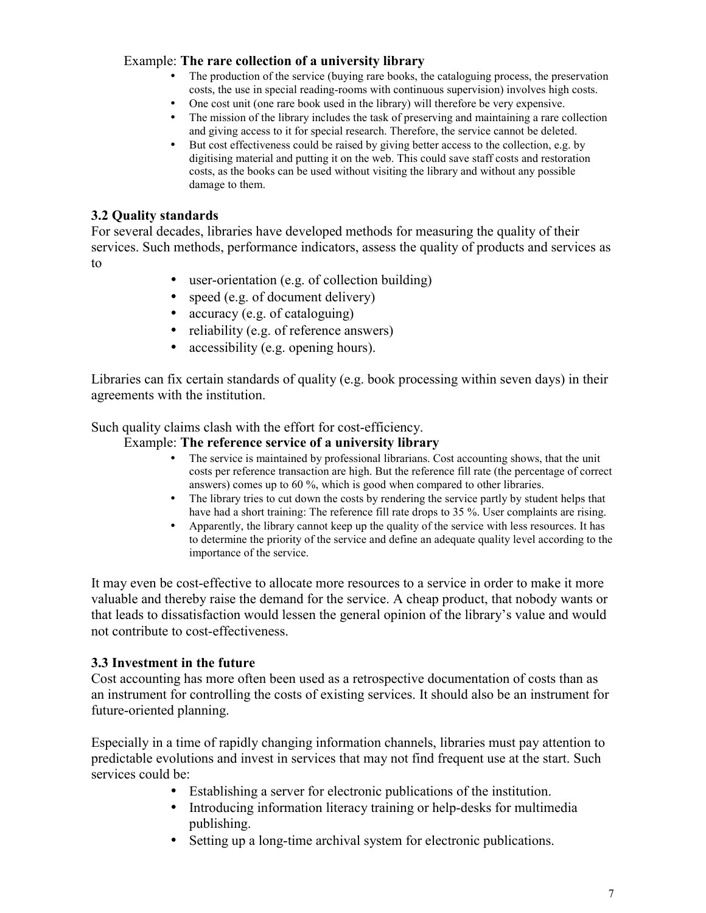Example: **The rare collection of a university library**

- The production of the service (buying rare books, the cataloguing process, the preservation costs, the use in special reading-rooms with continuous supervision) involves high costs.
- One cost unit (one rare book used in the library) will therefore be very expensive.
- The mission of the library includes the task of preserving and maintaining a rare collection and giving access to it for special research. Therefore, the service cannot be deleted.
- But cost effectiveness could be raised by giving better access to the collection, e.g. by digitising material and putting it on the web. This could save staff costs and restoration costs, as the books can be used without visiting the library and without any possible damage to them.

### 3.2 Quality standards

For several decades, libraries have developed methods for measuring the quality of their services. Such methods, performance indicators, assess the quality of products and services as to

- user-orientation (e.g. of collection building)
- speed (e.g. of document delivery)
- accuracy (e.g. of cataloguing)
- reliability (e.g. of reference answers)
- accessibility (e.g. opening hours).

Libraries can fix certain standards of quality (e.g. book processing within seven days) in their agreements with the institution.

Such quality claims clash with the effort for cost-efficiency.

Example: **The reference service of a university library**

- The service is maintained by professional librarians. Cost accounting shows, that the unit costs per reference transaction are high. But the reference fill rate (the percentage of correct answers) comes up to 60 %, which is good when compared to other libraries.
- The library tries to cut down the costs by rendering the service partly by student helps that have had a short training: The reference fill rate drops to 35 %. User complaints are rising.
- Apparently, the library cannot keep up the quality of the service with less resources. It has to determine the priority of the service and define an adequate quality level according to the importance of the service.

It may even be cost-effective to allocate more resources to a service in order to make it more valuable and thereby raise the demand for the service. A cheap product, that nobody wants or that leads to dissatisfaction would lessen the general opinion of the library's value and would not contribute to cost-effectiveness.

### 3.3 Investment in the future

Cost accounting has more often been used as a retrospective documentation of costs than as an instrument for controlling the costs of existing services. It should also be an instrument for future-oriented planning.

Especially in a time of rapidly changing information channels, libraries must pay attention to predictable evolutions and invest in services that may not find frequent use at the start. Such services could be:

- Establishing a server for electronic publications of the institution.
- Introducing information literacy training or help-desks for multimedia publishing.
- Setting up a long-time archival system for electronic publications.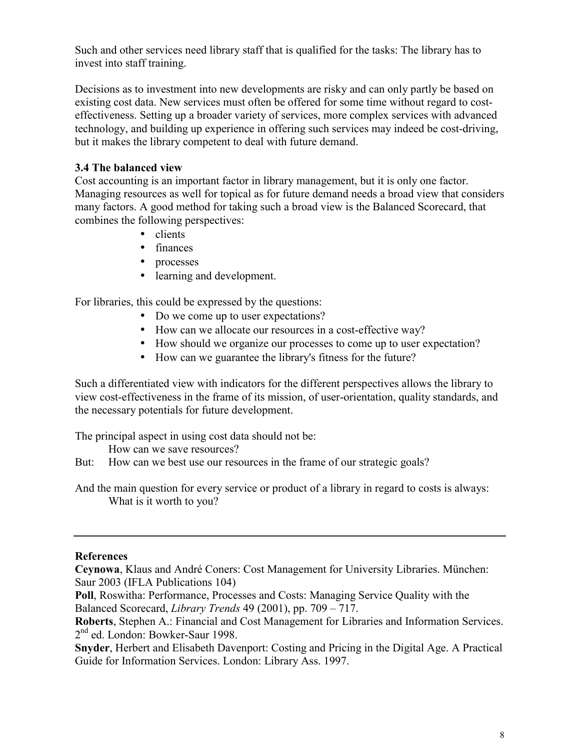Such and other services need library staff that is qualified for the tasks: The library has to invest into staff training.

Decisions as to investment into new developments are risky and can only partly be based on existing cost data. New services must often be offered for some time without regard to cost-effectiveness. Setting up a broader variety of services, more complex services with advanced technology, and building up experience in offering such services may indeed be cost-driving, but it makes the library competent to deal with future demand.

### 3.4 The balanced view

Cost accounting is an important factor in library management, but it is only one factor. Managing resources as well for topical as for future demand needs a broad view that considers many factors. A good method for taking such a broad view is the Balanced Scorecard, that combines the following perspectives:

- clients
- finances
- processes
- learning and development.

For libraries, this could be expressed by the questions:

- Do we come up to user expectations?
- How can we allocate our resources in a cost-effective way?
- How should we organize our processes to come up to user expectation?
- How can we guarantee the library's fitness for the future?

Such a differentiated view with indicators for the different perspectives allows the library to view cost-effectiveness in the frame of its mission, of user-orientation, quality standards, and the necessary potentials for future development.

The principal aspect in using cost data should not be:
How can we save resources?
But: How can we best use our resources in the frame of our strategic goals?

And the main question for every service or product of a library in regard to costs is always:
What is it worth to you?

---

**References**

**Ceynowa**, Klaus and André Coners: Cost Management for University Libraries. München: Saur 2003 (IFLA Publications 104)

**Poll**, Roswitha: Performance, Processes and Costs: Managing Service Quality with the Balanced Scorecard, *Library Trends* 49 (2001), pp. 709 – 717.

**Roberts**, Stephen A.: Financial and Cost Management for Libraries and Information Services. 2nd ed. London: Bowker-Saur 1998.

**Snyder**, Herbert and Elisabeth Davenport: Costing and Pricing in the Digital Age. A Practical Guide for Information Services. London: Library Ass. 1997.